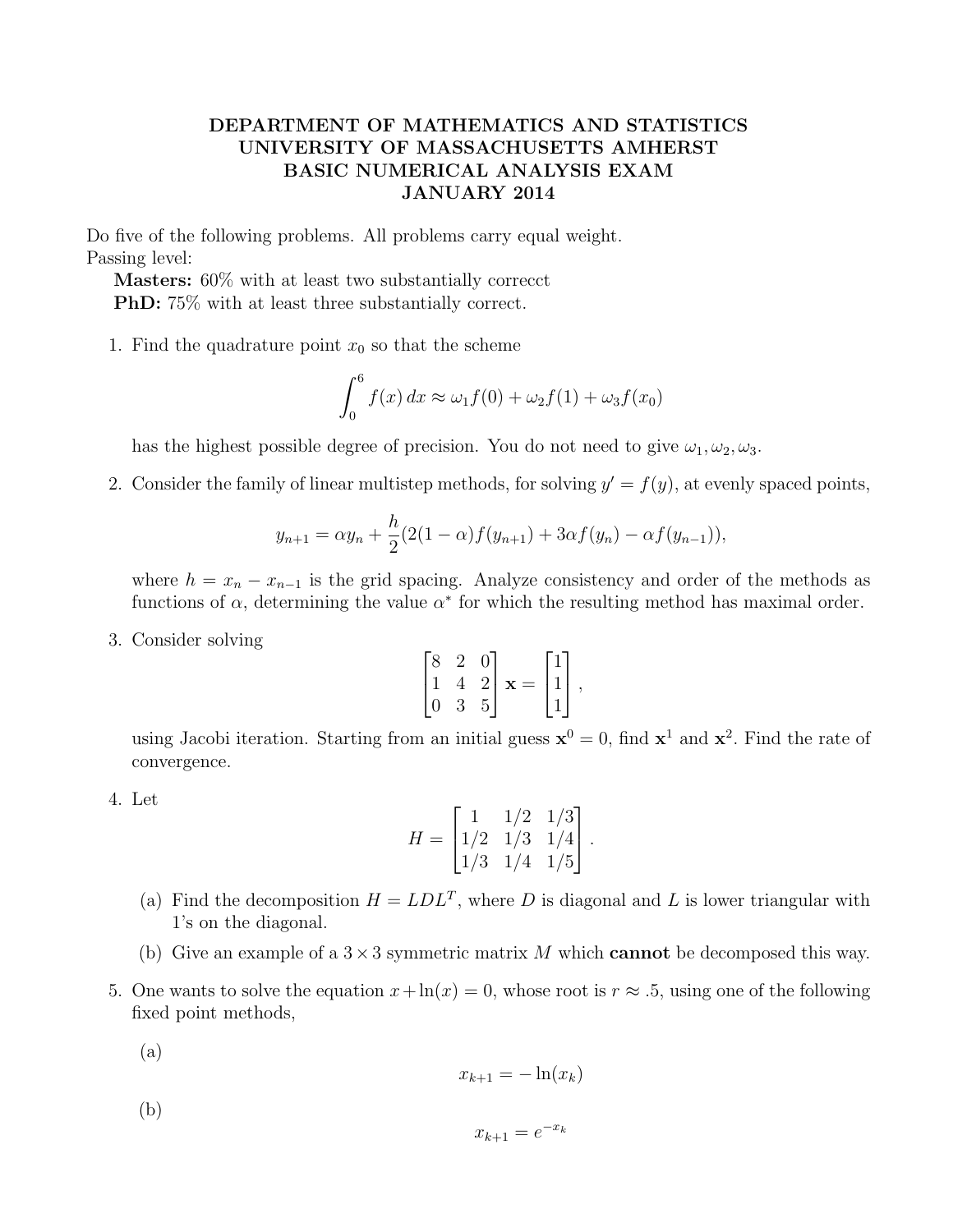# DEPARTMENT OF MATHEMATICS AND STATISTICS
# UNIVERSITY OF MASSACHUSETTS AMHERST
# BASIC NUMERICAL ANALYSIS EXAM
# JANUARY 2014

Do five of the following problems. All problems carry equal weight.
Passing level:

**Masters:** 60% with at least two substantially correcct
**PhD:** 75% with at least three substantially correct.

1. Find the quadrature point $x_0$ so that the scheme

$$\int_0^6 f(x)\,dx \approx \omega_1 f(0) + \omega_2 f(1) + \omega_3 f(x_0)$$

has the highest possible degree of precision. You do not need to give $\omega_1, \omega_2, \omega_3$.

2. Consider the family of linear multistep methods, for solving $y' = f(y)$, at evenly spaced points,

$$y_{n+1} = \alpha y_n + \frac{h}{2}(2(1-\alpha)f(y_{n+1}) + 3\alpha f(y_n) - \alpha f(y_{n-1})),$$

where $h = x_n - x_{n-1}$ is the grid spacing. Analyze consistency and order of the methods as functions of $\alpha$, determining the value $\alpha^*$ for which the resulting method has maximal order.

3. Consider solving

$$\begin{bmatrix} 8 & 2 & 0 \\ 1 & 4 & 2 \\ 0 & 3 & 5 \end{bmatrix} \mathbf{x} = \begin{bmatrix} 1 \\ 1 \\ 1 \end{bmatrix},$$

using Jacobi iteration. Starting from an initial guess $\mathbf{x}^0 = 0$, find $\mathbf{x}^1$ and $\mathbf{x}^2$. Find the rate of convergence.

4. Let

$$H = \begin{bmatrix} 1 & 1/2 & 1/3 \\ 1/2 & 1/3 & 1/4 \\ 1/3 & 1/4 & 1/5 \end{bmatrix}.$$

   (a) Find the decomposition $H = LDL^T$, where $D$ is diagonal and $L$ is lower triangular with 1's on the diagonal.

   (b) Give an example of a $3 \times 3$ symmetric matrix $M$ which **cannot** be decomposed this way.

5. One wants to solve the equation $x + \ln(x) = 0$, whose root is $r \approx .5$, using one of the following fixed point methods,

   (a)
$$x_{k+1} = -\ln(x_k)$$

   (b)
$$x_{k+1} = e^{-x_k}$$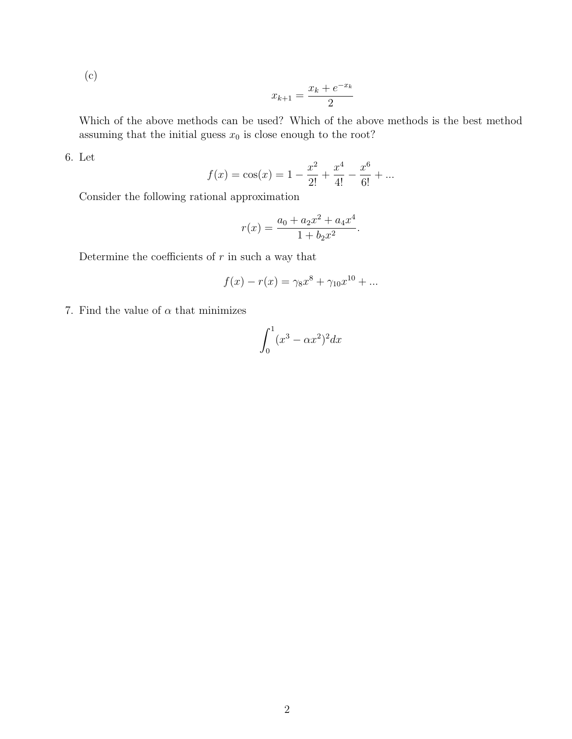(c)

$$x_{k+1} = \frac{x_k + e^{-x_k}}{2}$$

Which of the above methods can be used? Which of the above methods is the best method assuming that the initial guess $x_0$ is close enough to the root?

6. Let

$$f(x) = \cos(x) = 1 - \frac{x^2}{2!} + \frac{x^4}{4!} - \frac{x^6}{6!} + ...$$

Consider the following rational approximation

$$r(x) = \frac{a_0 + a_2 x^2 + a_4 x^4}{1 + b_2 x^2}.$$

Determine the coefficients of $r$ in such a way that

$$f(x) - r(x) = \gamma_8 x^8 + \gamma_{10} x^{10} + ...$$

7. Find the value of $\alpha$ that minimizes

$$\int_0^1 (x^3 - \alpha x^2)^2 dx$$